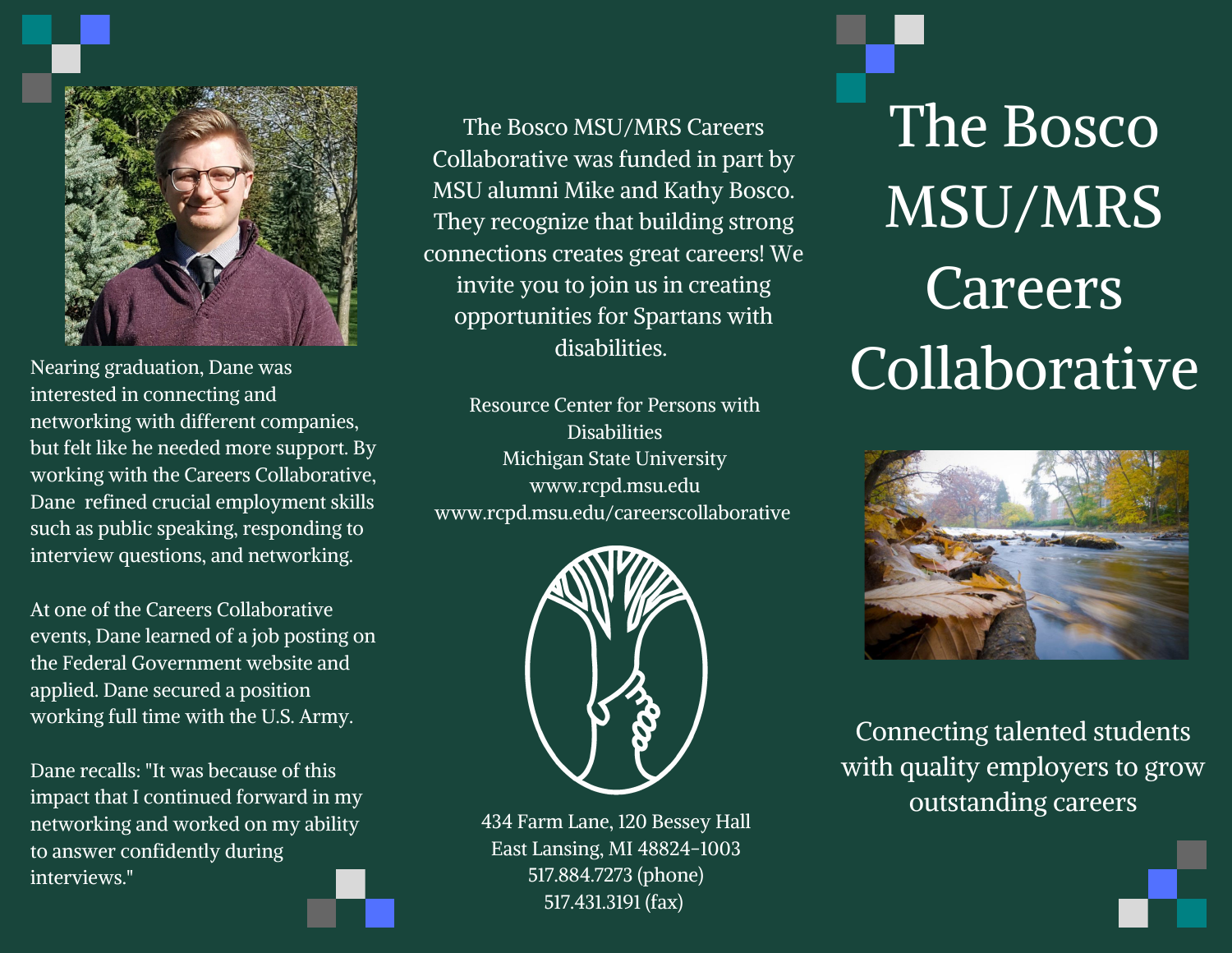# The Bosco MSU/MRS Careers Collaborative

Connecting talented students with quality employers to grow outstanding careers

Nearing graduation, Dane was interested in connecting and networking with different companies, but felt like he needed more support. By working with the Careers Collaborative, Dane refined crucial employment skills such as public speaking, responding to interview questions, and networking.

At one of the Careers Collaborative events, Dane learned of a job posting on the Federal Government website and applied. Dane secured a position working full time with the U.S. Army.

Dane recalls: "It was because of this impact that I continued forward in my networking and worked on my ability to answer confidently during interviews."

The Bosco MSU/MRS Careers Collaborative was funded in part by MSU alumni Mike and Kathy Bosco. They recognize that building strong connections creates great careers! We invite you to join us in creating opportunities for Spartans with disabilities.

Resource Center for Persons with Disabilities
Michigan State University
www.rcpd.msu.edu
www.rcpd.msu.edu/careerscollaborative

434 Farm Lane, 120 Bessey Hall
East Lansing, MI 48824-1003
517.884.7273 (phone)
517.431.3191 (fax)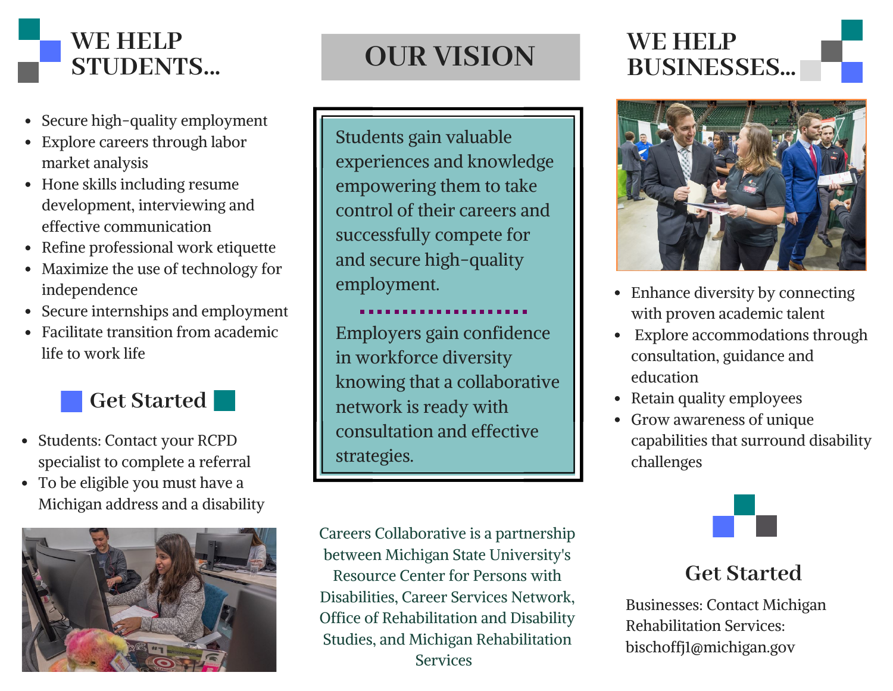## WE HELP STUDENTS...

- Secure high-quality employment
- Explore careers through labor market analysis
- Hone skills including resume development, interviewing and effective communication
- Refine professional work etiquette
- Maximize the use of technology for independence
- Secure internships and employment
- Facilitate transition from academic life to work life

### Get Started

- Students: Contact your RCPD specialist to complete a referral
- To be eligible you must have a Michigan address and a disability

## OUR VISION

Students gain valuable experiences and knowledge empowering them to take control of their careers and successfully compete for and secure high-quality employment.

Employers gain confidence in workforce diversity knowing that a collaborative network is ready with consultation and effective strategies.

Careers Collaborative is a partnership between Michigan State University's Resource Center for Persons with Disabilities, Career Services Network, Office of Rehabilitation and Disability Studies, and Michigan Rehabilitation Services

## WE HELP BUSINESSES...

- Enhance diversity by connecting with proven academic talent
- Explore accommodations through consultation, guidance and education
- Retain quality employees
- Grow awareness of unique capabilities that surround disability challenges

### Get Started

Businesses: Contact Michigan Rehabilitation Services: bischoffj1@michigan.gov